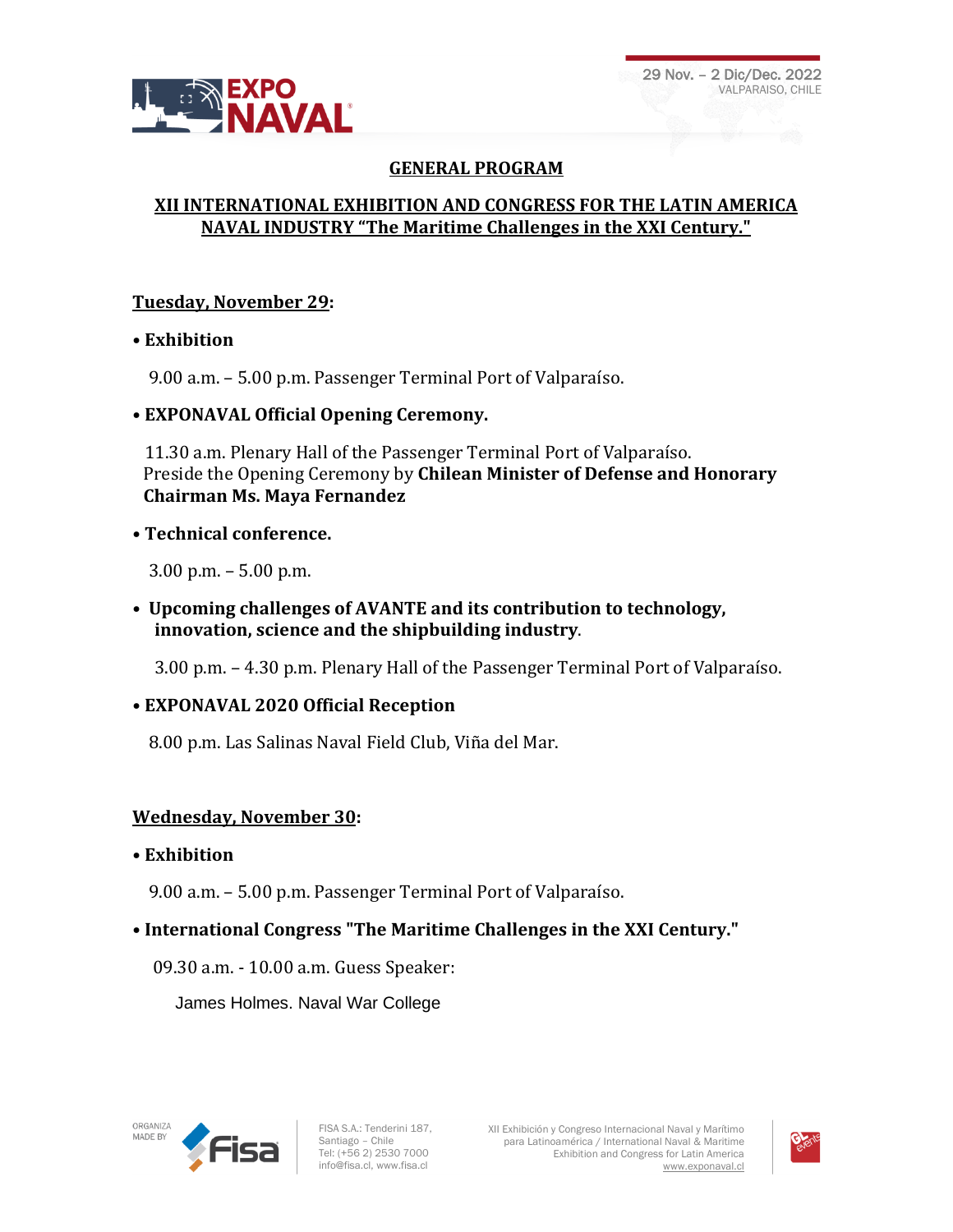## GENERAL PROGRAM

## XII INTERNATIONAL EXHIBITION AND CONGRESS FOR THE LATIN AMERICA NAVAL INDUSTRY "The Maritime Challenges in the XXI Century."

### Tuesday, November 29:

• **Exhibition**

9.00 a.m. – 5.00 p.m. Passenger Terminal Port of Valparaíso.

• **EXPONAVAL Official Opening Ceremony.**

11.30 a.m. Plenary Hall of the Passenger Terminal Port of Valparaíso.
Preside the Opening Ceremony by **Chilean Minister of Defense and Honorary Chairman Ms. Maya Fernandez**

• **Technical conference.**

3.00 p.m. – 5.00 p.m.

• **Upcoming challenges of AVANTE and its contribution to technology, innovation, science and the shipbuilding industry**.

3.00 p.m. – 4.30 p.m. Plenary Hall of the Passenger Terminal Port of Valparaíso.

• **EXPONAVAL 2020 Official Reception**

8.00 p.m. Las Salinas Naval Field Club, Viña del Mar.

### Wednesday, November 30:

• **Exhibition**

9.00 a.m. – 5.00 p.m. Passenger Terminal Port of Valparaíso.

• **International Congress "The Maritime Challenges in the XXI Century."**

09.30 a.m. - 10.00 a.m. Guess Speaker:

James Holmes. Naval War College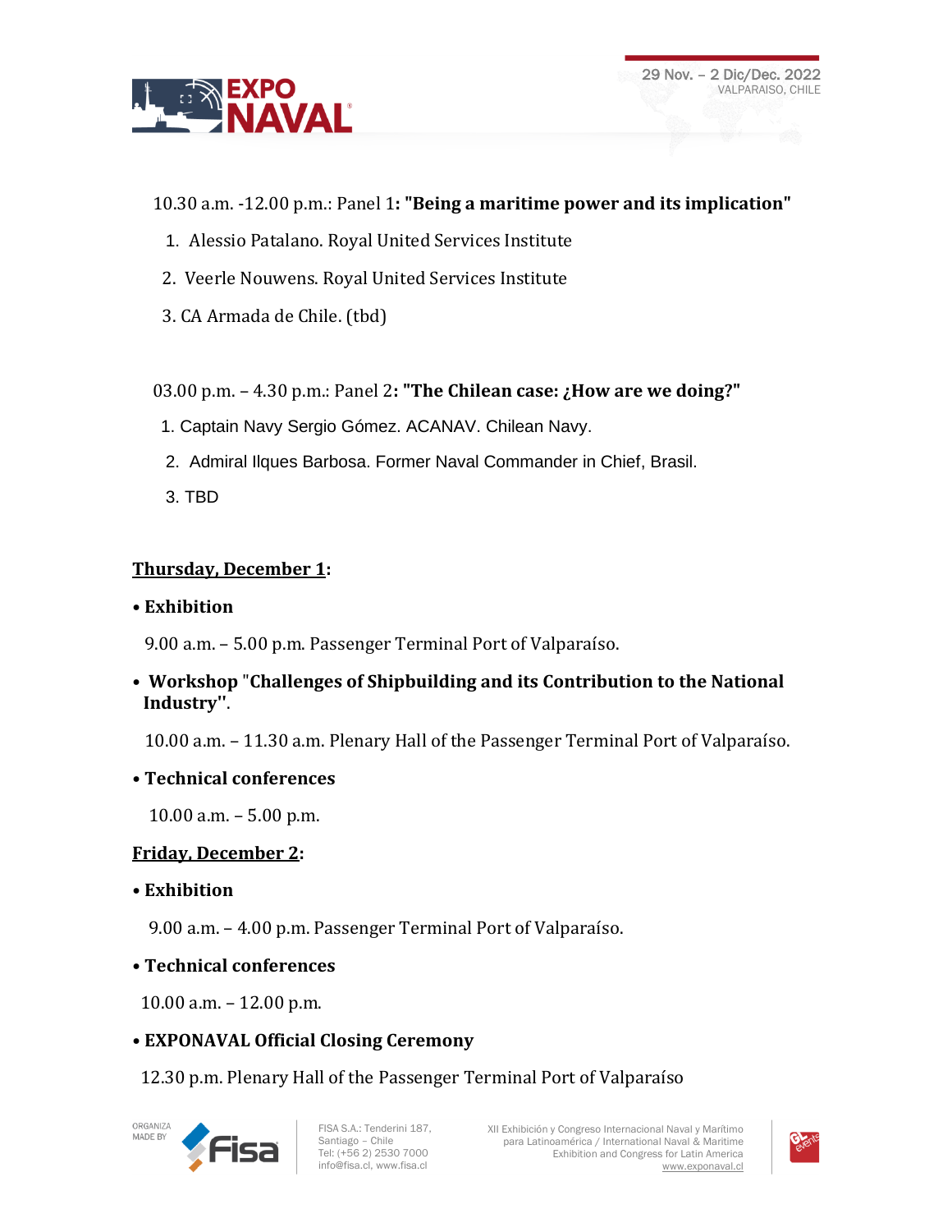10.30 a.m. -12.00 p.m.: Panel 1**: "Being a maritime power and its implication"**

1. Alessio Patalano. Royal United Services Institute
2. Veerle Nouwens. Royal United Services Institute
3. CA Armada de Chile. (tbd)

03.00 p.m. – 4.30 p.m.: Panel 2**: "The Chilean case: ¿How are we doing?"**

1. Captain Navy Sergio Gómez. ACANAV. Chilean Navy.
2. Admiral Ilques Barbosa. Former Naval Commander in Chief, Brasil.
3. TBD

**Thursday, December 1:**

- **Exhibition**

  9.00 a.m. – 5.00 p.m. Passenger Terminal Port of Valparaíso.

- **Workshop "Challenges of Shipbuilding and its Contribution to the National Industry"**.

  10.00 a.m. – 11.30 a.m. Plenary Hall of the Passenger Terminal Port of Valparaíso.

- **Technical conferences**

  10.00 a.m. – 5.00 p.m.

**Friday, December 2:**

- **Exhibition**

  9.00 a.m. – 4.00 p.m. Passenger Terminal Port of Valparaíso.

- **Technical conferences**

  10.00 a.m. – 12.00 p.m.

- **EXPONAVAL Official Closing Ceremony**

  12.30 p.m. Plenary Hall of the Passenger Terminal Port of Valparaíso